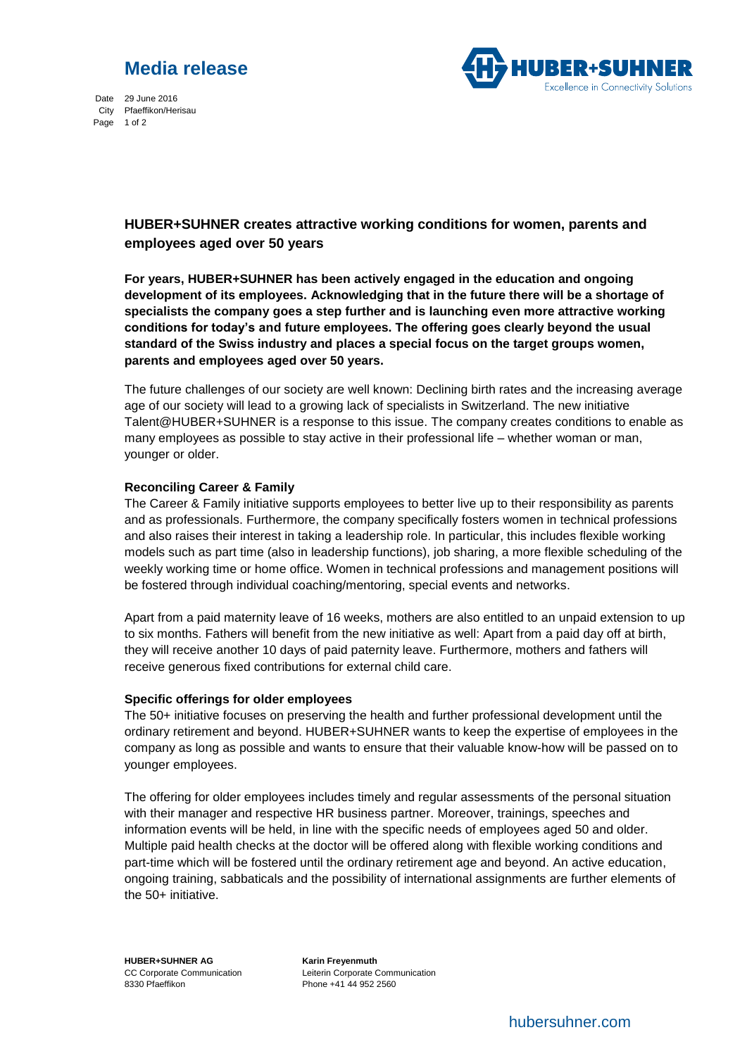# Media release

Date 29 June 2016
City Pfaeffikon/Herisau

## HUBER+SUHNER creates attractive working conditions for women, parents and employees aged over 50 years

**For years, HUBER+SUHNER has been actively engaged in the education and ongoing development of its employees. Acknowledging that in the future there will be a shortage of specialists the company goes a step further and is launching even more attractive working conditions for today's and future employees. The offering goes clearly beyond the usual standard of the Swiss industry and places a special focus on the target groups women, parents and employees aged over 50 years.**

The future challenges of our society are well known: Declining birth rates and the increasing average age of our society will lead to a growing lack of specialists in Switzerland. The new initiative Talent@HUBER+SUHNER is a response to this issue. The company creates conditions to enable as many employees as possible to stay active in their professional life – whether woman or man, younger or older.

### Reconciling Career & Family

The Career & Family initiative supports employees to better live up to their responsibility as parents and as professionals. Furthermore, the company specifically fosters women in technical professions and also raises their interest in taking a leadership role. In particular, this includes flexible working models such as part time (also in leadership functions), job sharing, a more flexible scheduling of the weekly working time or home office. Women in technical professions and management positions will be fostered through individual coaching/mentoring, special events and networks.

Apart from a paid maternity leave of 16 weeks, mothers are also entitled to an unpaid extension to up to six months. Fathers will benefit from the new initiative as well: Apart from a paid day off at birth, they will receive another 10 days of paid paternity leave. Furthermore, mothers and fathers will receive generous fixed contributions for external child care.

### Specific offerings for older employees

The 50+ initiative focuses on preserving the health and further professional development until the ordinary retirement and beyond. HUBER+SUHNER wants to keep the expertise of employees in the company as long as possible and wants to ensure that their valuable know-how will be passed on to younger employees.

The offering for older employees includes timely and regular assessments of the personal situation with their manager and respective HR business partner. Moreover, trainings, speeches and information events will be held, in line with the specific needs of employees aged 50 and older. Multiple paid health checks at the doctor will be offered along with flexible working conditions and part-time which will be fostered until the ordinary retirement age and beyond. An active education, ongoing training, sabbaticals and the possibility of international assignments are further elements of the 50+ initiative.

**HUBER+SUHNER AG**
CC Corporate Communication
8330 Pfaeffikon

**Karin Freyenmuth**
Leiterin Corporate Communication
Phone +41 44 952 2560

hubersuhner.com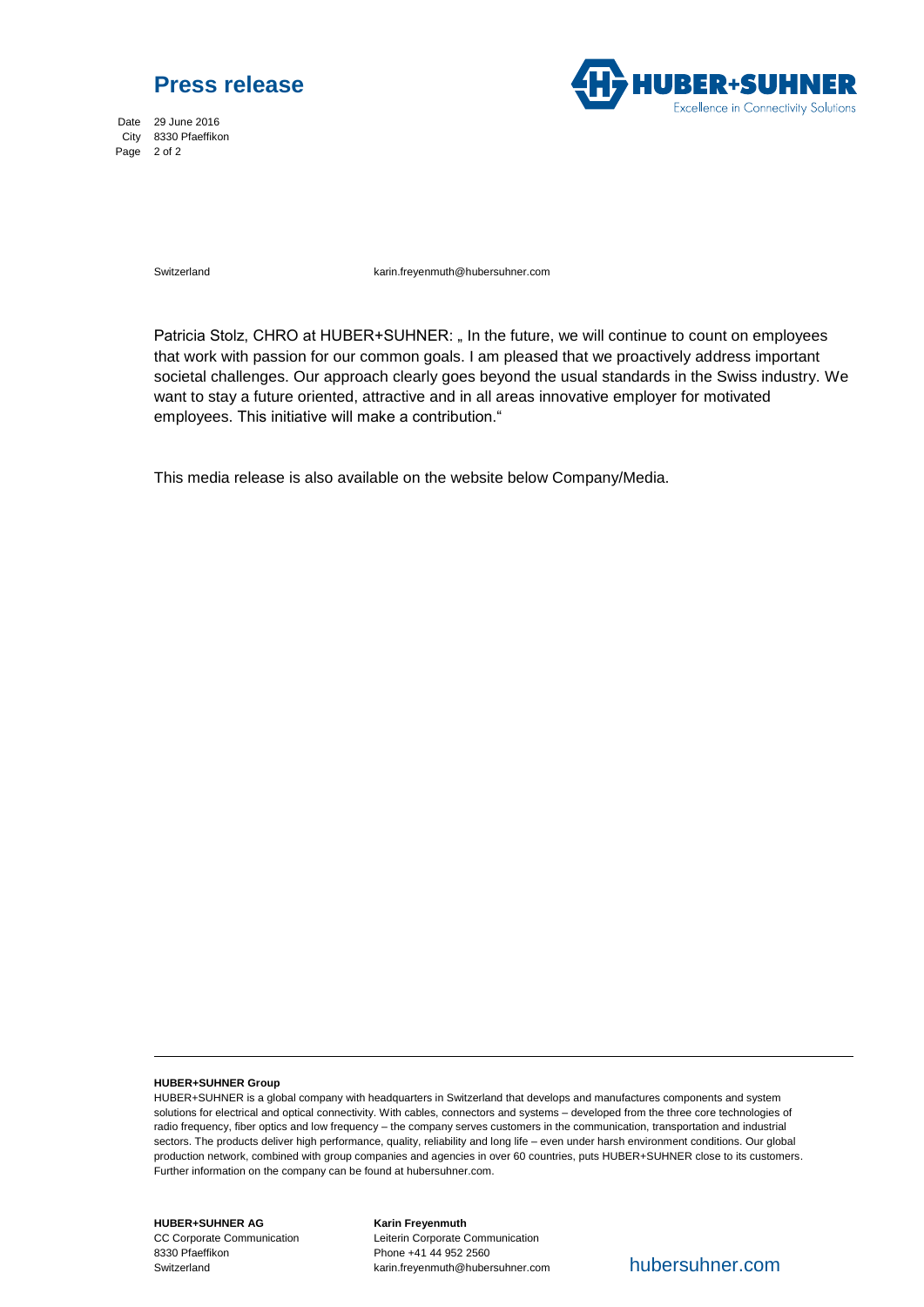Switzerland karin.freyenmuth@hubersuhner.com

Patricia Stolz, CHRO at HUBER+SUHNER: „ In the future, we will continue to count on employees that work with passion for our common goals. I am pleased that we proactively address important societal challenges. Our approach clearly goes beyond the usual standards in the Swiss industry. We want to stay a future oriented, attractive and in all areas innovative employer for motivated employees. This initiative will make a contribution."

This media release is also available on the website below Company/Media.

**HUBER+SUHNER Group**

HUBER+SUHNER is a global company with headquarters in Switzerland that develops and manufactures components and system solutions for electrical and optical connectivity. With cables, connectors and systems – developed from the three core technologies of radio frequency, fiber optics and low frequency – the company serves customers in the communication, transportation and industrial sectors. The products deliver high performance, quality, reliability and long life – even under harsh environment conditions. Our global production network, combined with group companies and agencies in over 60 countries, puts HUBER+SUHNER close to its customers. Further information on the company can be found at hubersuhner.com.

**HUBER+SUHNER AG**
CC Corporate Communication
8330 Pfaeffikon
Switzerland

**Karin Freyenmuth**
Leiterin Corporate Communication
Phone +41 44 952 2560
karin.freyenmuth@hubersuhner.com

hubersuhner.com